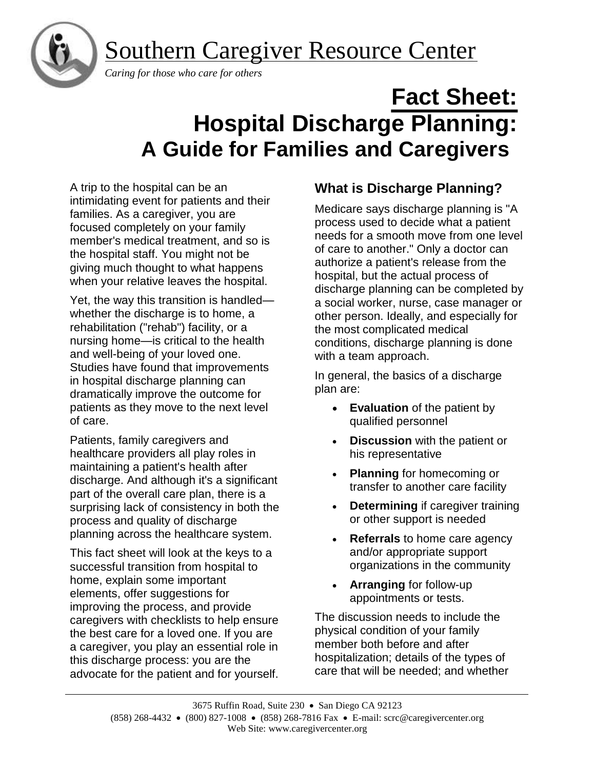# Southern Caregiver Resource Center

*Caring for those who care for others*

# Fact Sheet: Hospital Discharge Planning: A Guide for Families and Caregivers

A trip to the hospital can be an intimidating event for patients and their families. As a caregiver, you are focused completely on your family member's medical treatment, and so is the hospital staff. You might not be giving much thought to what happens when your relative leaves the hospital.

Yet, the way this transition is handled—whether the discharge is to home, a rehabilitation ("rehab") facility, or a nursing home—is critical to the health and well-being of your loved one. Studies have found that improvements in hospital discharge planning can dramatically improve the outcome for patients as they move to the next level of care.

Patients, family caregivers and healthcare providers all play roles in maintaining a patient's health after discharge. And although it's a significant part of the overall care plan, there is a surprising lack of consistency in both the process and quality of discharge planning across the healthcare system.

This fact sheet will look at the keys to a successful transition from hospital to home, explain some important elements, offer suggestions for improving the process, and provide caregivers with checklists to help ensure the best care for a loved one. If you are a caregiver, you play an essential role in this discharge process: you are the advocate for the patient and for yourself.

## What is Discharge Planning?

Medicare says discharge planning is "A process used to decide what a patient needs for a smooth move from one level of care to another." Only a doctor can authorize a patient's release from the hospital, but the actual process of discharge planning can be completed by a social worker, nurse, case manager or other person. Ideally, and especially for the most complicated medical conditions, discharge planning is done with a team approach.

In general, the basics of a discharge plan are:

- **Evaluation** of the patient by qualified personnel
- **Discussion** with the patient or his representative
- **Planning** for homecoming or transfer to another care facility
- **Determining** if caregiver training or other support is needed
- **Referrals** to home care agency and/or appropriate support organizations in the community
- **Arranging** for follow-up appointments or tests.

The discussion needs to include the physical condition of your family member both before and after hospitalization; details of the types of care that will be needed; and whether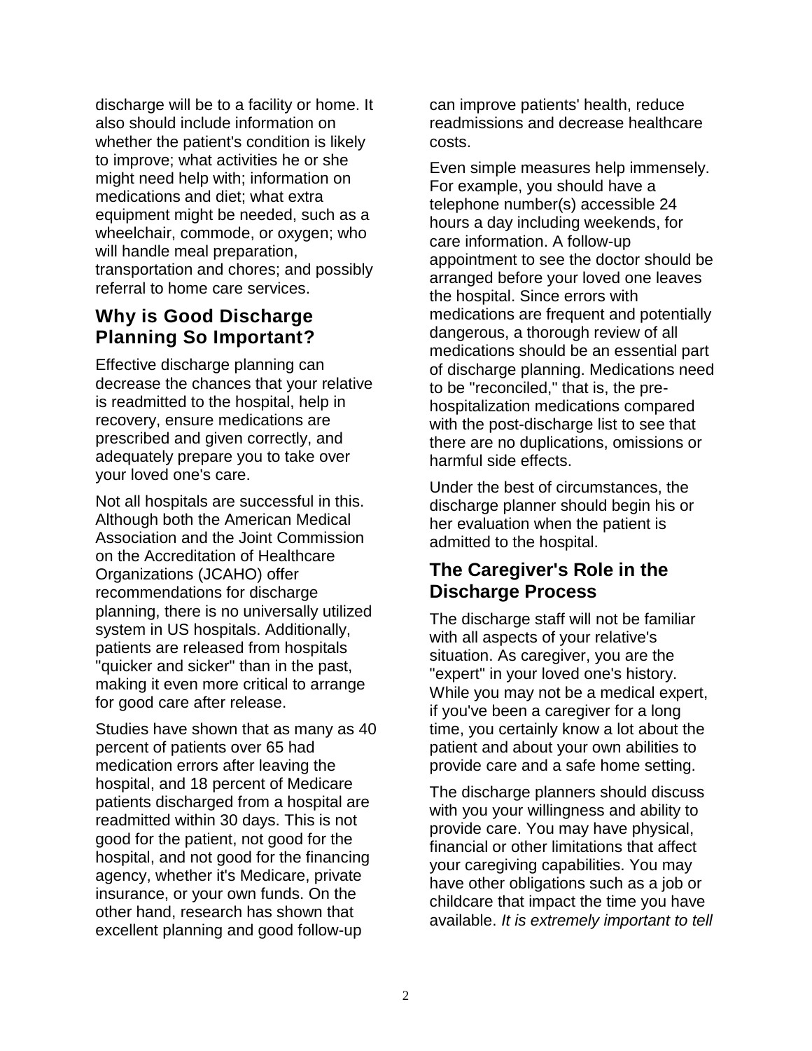discharge will be to a facility or home. It also should include information on whether the patient's condition is likely to improve; what activities he or she might need help with; information on medications and diet; what extra equipment might be needed, such as a wheelchair, commode, or oxygen; who will handle meal preparation, transportation and chores; and possibly referral to home care services.

## Why is Good Discharge Planning So Important?

Effective discharge planning can decrease the chances that your relative is readmitted to the hospital, help in recovery, ensure medications are prescribed and given correctly, and adequately prepare you to take over your loved one's care.

Not all hospitals are successful in this. Although both the American Medical Association and the Joint Commission on the Accreditation of Healthcare Organizations (JCAHO) offer recommendations for discharge planning, there is no universally utilized system in US hospitals. Additionally, patients are released from hospitals "quicker and sicker" than in the past, making it even more critical to arrange for good care after release.

Studies have shown that as many as 40 percent of patients over 65 had medication errors after leaving the hospital, and 18 percent of Medicare patients discharged from a hospital are readmitted within 30 days. This is not good for the patient, not good for the hospital, and not good for the financing agency, whether it's Medicare, private insurance, or your own funds. On the other hand, research has shown that excellent planning and good follow-up can improve patients' health, reduce readmissions and decrease healthcare costs.

Even simple measures help immensely. For example, you should have a telephone number(s) accessible 24 hours a day including weekends, for care information. A follow-up appointment to see the doctor should be arranged before your loved one leaves the hospital. Since errors with medications are frequent and potentially dangerous, a thorough review of all medications should be an essential part of discharge planning. Medications need to be "reconciled," that is, the pre-hospitalization medications compared with the post-discharge list to see that there are no duplications, omissions or harmful side effects.

Under the best of circumstances, the discharge planner should begin his or her evaluation when the patient is admitted to the hospital.

## The Caregiver's Role in the Discharge Process

The discharge staff will not be familiar with all aspects of your relative's situation. As caregiver, you are the "expert" in your loved one's history. While you may not be a medical expert, if you've been a caregiver for a long time, you certainly know a lot about the patient and about your own abilities to provide care and a safe home setting.

The discharge planners should discuss with you your willingness and ability to provide care. You may have physical, financial or other limitations that affect your caregiving capabilities. You may have other obligations such as a job or childcare that impact the time you have available. *It is extremely important to tell*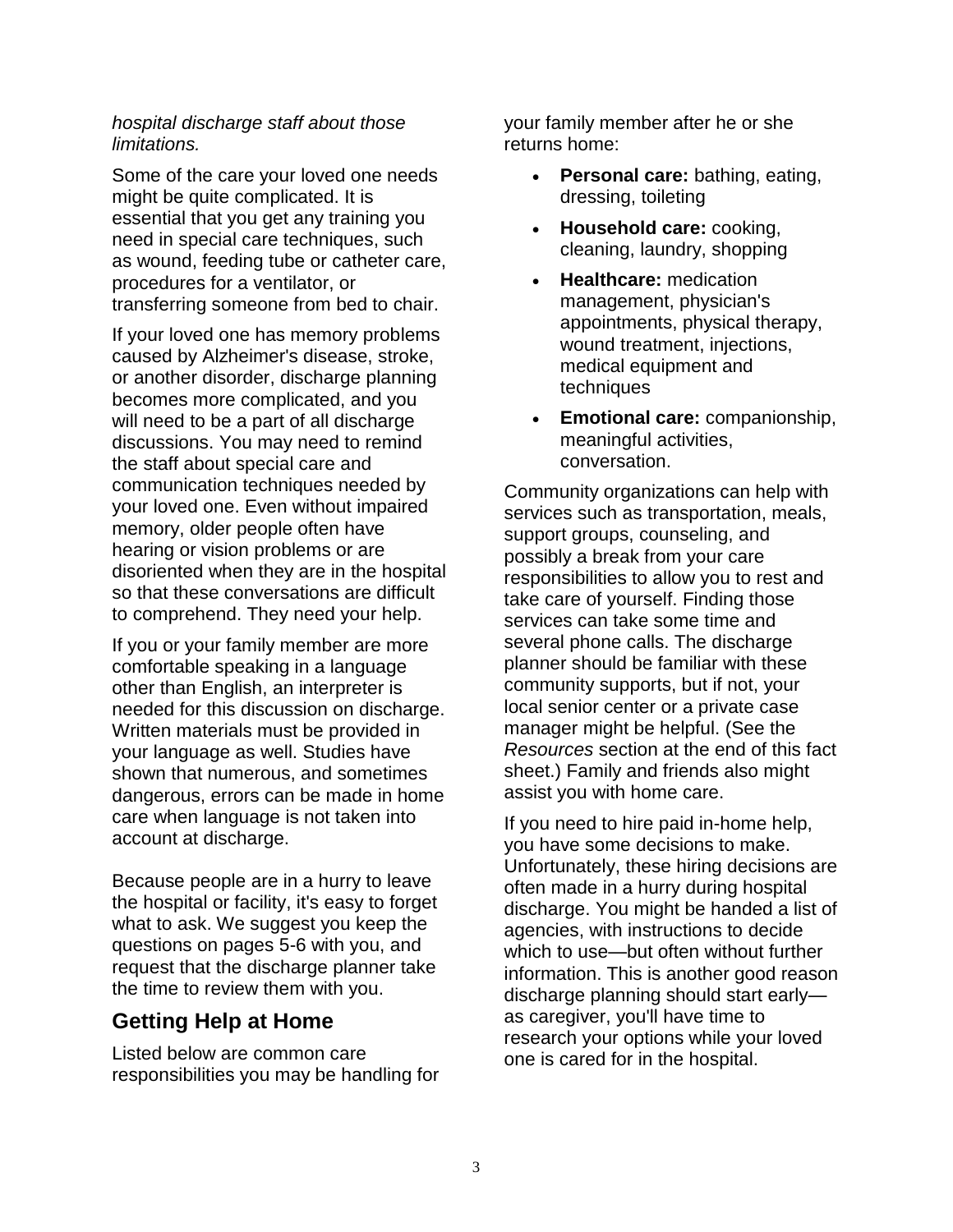*hospital discharge staff about those limitations.*

Some of the care your loved one needs might be quite complicated. It is essential that you get any training you need in special care techniques, such as wound, feeding tube or catheter care, procedures for a ventilator, or transferring someone from bed to chair.

If your loved one has memory problems caused by Alzheimer's disease, stroke, or another disorder, discharge planning becomes more complicated, and you will need to be a part of all discharge discussions. You may need to remind the staff about special care and communication techniques needed by your loved one. Even without impaired memory, older people often have hearing or vision problems or are disoriented when they are in the hospital so that these conversations are difficult to comprehend. They need your help.

If you or your family member are more comfortable speaking in a language other than English, an interpreter is needed for this discussion on discharge. Written materials must be provided in your language as well. Studies have shown that numerous, and sometimes dangerous, errors can be made in home care when language is not taken into account at discharge.

Because people are in a hurry to leave the hospital or facility, it's easy to forget what to ask. We suggest you keep the questions on pages 5-6 with you, and request that the discharge planner take the time to review them with you.

## Getting Help at Home

Listed below are common care responsibilities you may be handling for your family member after he or she returns home:

- **Personal care:** bathing, eating, dressing, toileting
- **Household care:** cooking, cleaning, laundry, shopping
- **Healthcare:** medication management, physician's appointments, physical therapy, wound treatment, injections, medical equipment and techniques
- **Emotional care:** companionship, meaningful activities, conversation.

Community organizations can help with services such as transportation, meals, support groups, counseling, and possibly a break from your care responsibilities to allow you to rest and take care of yourself. Finding those services can take some time and several phone calls. The discharge planner should be familiar with these community supports, but if not, your local senior center or a private case manager might be helpful. (See the *Resources* section at the end of this fact sheet.) Family and friends also might assist you with home care.

If you need to hire paid in-home help, you have some decisions to make. Unfortunately, these hiring decisions are often made in a hurry during hospital discharge. You might be handed a list of agencies, with instructions to decide which to use—but often without further information. This is another good reason discharge planning should start early—as caregiver, you'll have time to research your options while your loved one is cared for in the hospital.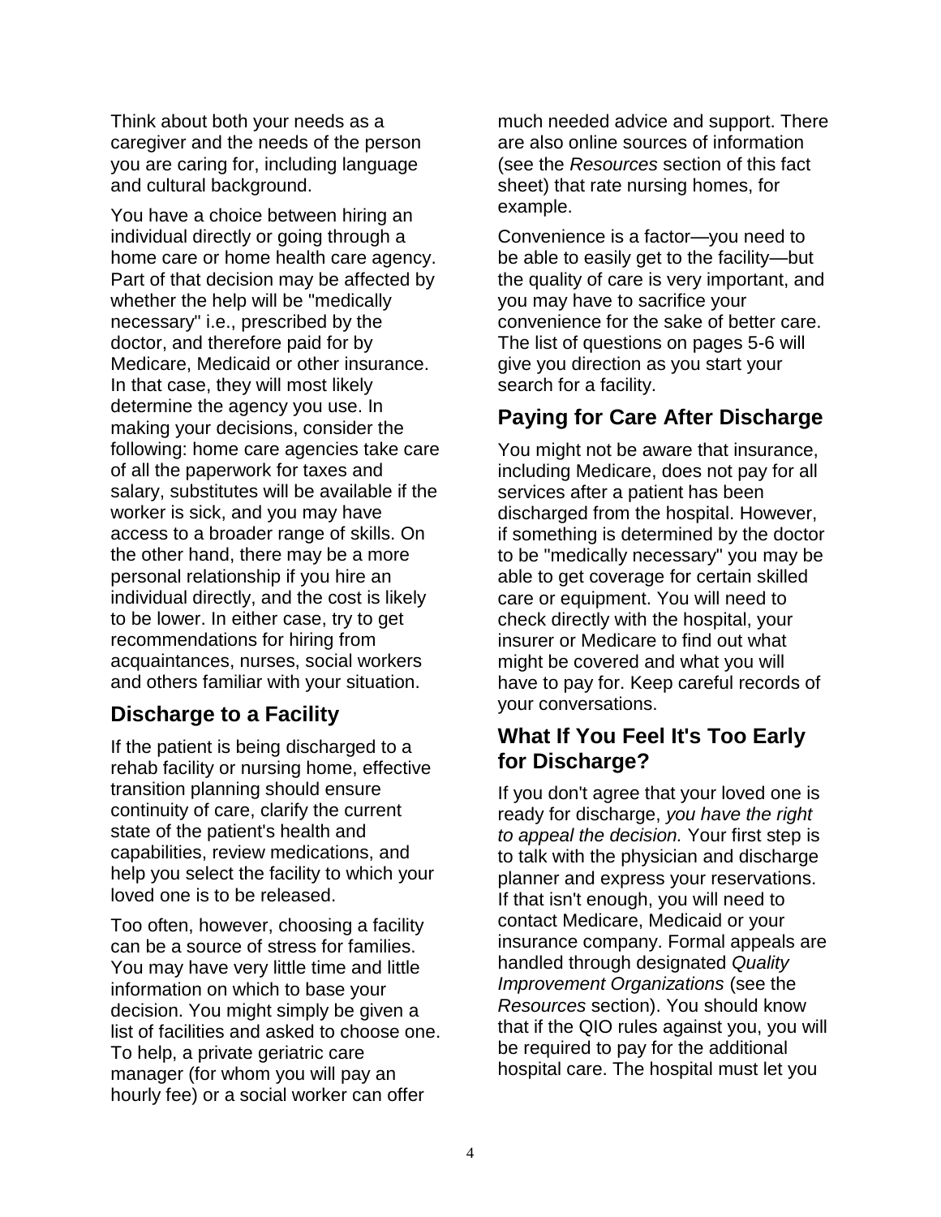Think about both your needs as a caregiver and the needs of the person you are caring for, including language and cultural background.

You have a choice between hiring an individual directly or going through a home care or home health care agency. Part of that decision may be affected by whether the help will be "medically necessary" i.e., prescribed by the doctor, and therefore paid for by Medicare, Medicaid or other insurance. In that case, they will most likely determine the agency you use. In making your decisions, consider the following: home care agencies take care of all the paperwork for taxes and salary, substitutes will be available if the worker is sick, and you may have access to a broader range of skills. On the other hand, there may be a more personal relationship if you hire an individual directly, and the cost is likely to be lower. In either case, try to get recommendations for hiring from acquaintances, nurses, social workers and others familiar with your situation.

## Discharge to a Facility

If the patient is being discharged to a rehab facility or nursing home, effective transition planning should ensure continuity of care, clarify the current state of the patient's health and capabilities, review medications, and help you select the facility to which your loved one is to be released.

Too often, however, choosing a facility can be a source of stress for families. You may have very little time and little information on which to base your decision. You might simply be given a list of facilities and asked to choose one. To help, a private geriatric care manager (for whom you will pay an hourly fee) or a social worker can offer much needed advice and support. There are also online sources of information (see the *Resources* section of this fact sheet) that rate nursing homes, for example.

Convenience is a factor—you need to be able to easily get to the facility—but the quality of care is very important, and you may have to sacrifice your convenience for the sake of better care. The list of questions on pages 5-6 will give you direction as you start your search for a facility.

## Paying for Care After Discharge

You might not be aware that insurance, including Medicare, does not pay for all services after a patient has been discharged from the hospital. However, if something is determined by the doctor to be "medically necessary" you may be able to get coverage for certain skilled care or equipment. You will need to check directly with the hospital, your insurer or Medicare to find out what might be covered and what you will have to pay for. Keep careful records of your conversations.

## What If You Feel It's Too Early for Discharge?

If you don't agree that your loved one is ready for discharge, *you have the right to appeal the decision.* Your first step is to talk with the physician and discharge planner and express your reservations. If that isn't enough, you will need to contact Medicare, Medicaid or your insurance company. Formal appeals are handled through designated *Quality Improvement Organizations* (see the *Resources* section). You should know that if the QIO rules against you, you will be required to pay for the additional hospital care. The hospital must let you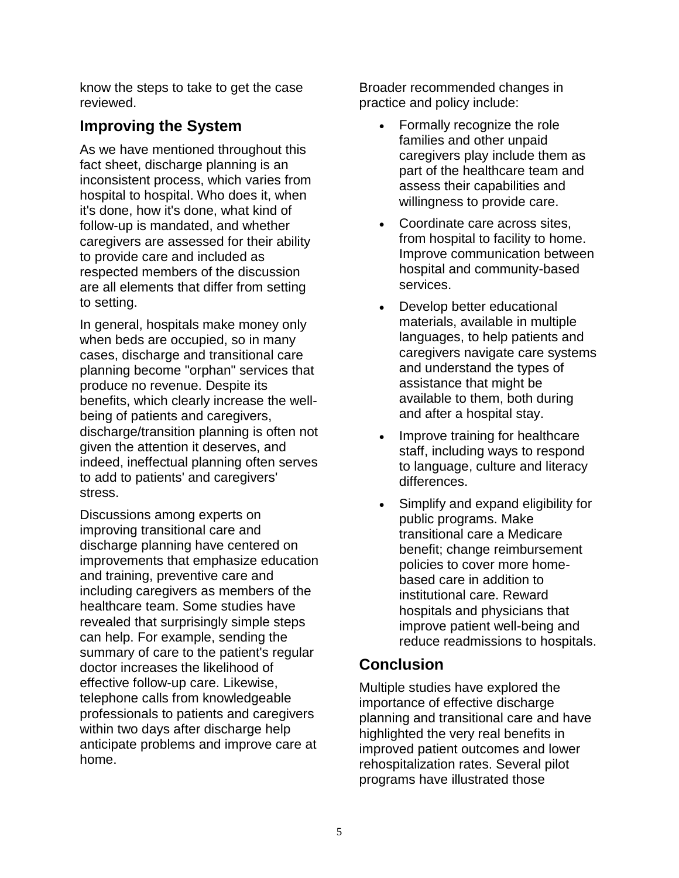know the steps to take to get the case reviewed.

## Improving the System

As we have mentioned throughout this fact sheet, discharge planning is an inconsistent process, which varies from hospital to hospital. Who does it, when it's done, how it's done, what kind of follow-up is mandated, and whether caregivers are assessed for their ability to provide care and included as respected members of the discussion are all elements that differ from setting to setting.

In general, hospitals make money only when beds are occupied, so in many cases, discharge and transitional care planning become "orphan" services that produce no revenue. Despite its benefits, which clearly increase the well-being of patients and caregivers, discharge/transition planning is often not given the attention it deserves, and indeed, ineffectual planning often serves to add to patients' and caregivers' stress.

Discussions among experts on improving transitional care and discharge planning have centered on improvements that emphasize education and training, preventive care and including caregivers as members of the healthcare team. Some studies have revealed that surprisingly simple steps can help. For example, sending the summary of care to the patient's regular doctor increases the likelihood of effective follow-up care. Likewise, telephone calls from knowledgeable professionals to patients and caregivers within two days after discharge help anticipate problems and improve care at home.

Broader recommended changes in practice and policy include:

- Formally recognize the role families and other unpaid caregivers play include them as part of the healthcare team and assess their capabilities and willingness to provide care.
- Coordinate care across sites, from hospital to facility to home. Improve communication between hospital and community-based services.
- Develop better educational materials, available in multiple languages, to help patients and caregivers navigate care systems and understand the types of assistance that might be available to them, both during and after a hospital stay.
- Improve training for healthcare staff, including ways to respond to language, culture and literacy differences.
- Simplify and expand eligibility for public programs. Make transitional care a Medicare benefit; change reimbursement policies to cover more home-based care in addition to institutional care. Reward hospitals and physicians that improve patient well-being and reduce readmissions to hospitals.

## Conclusion

Multiple studies have explored the importance of effective discharge planning and transitional care and have highlighted the very real benefits in improved patient outcomes and lower rehospitalization rates. Several pilot programs have illustrated those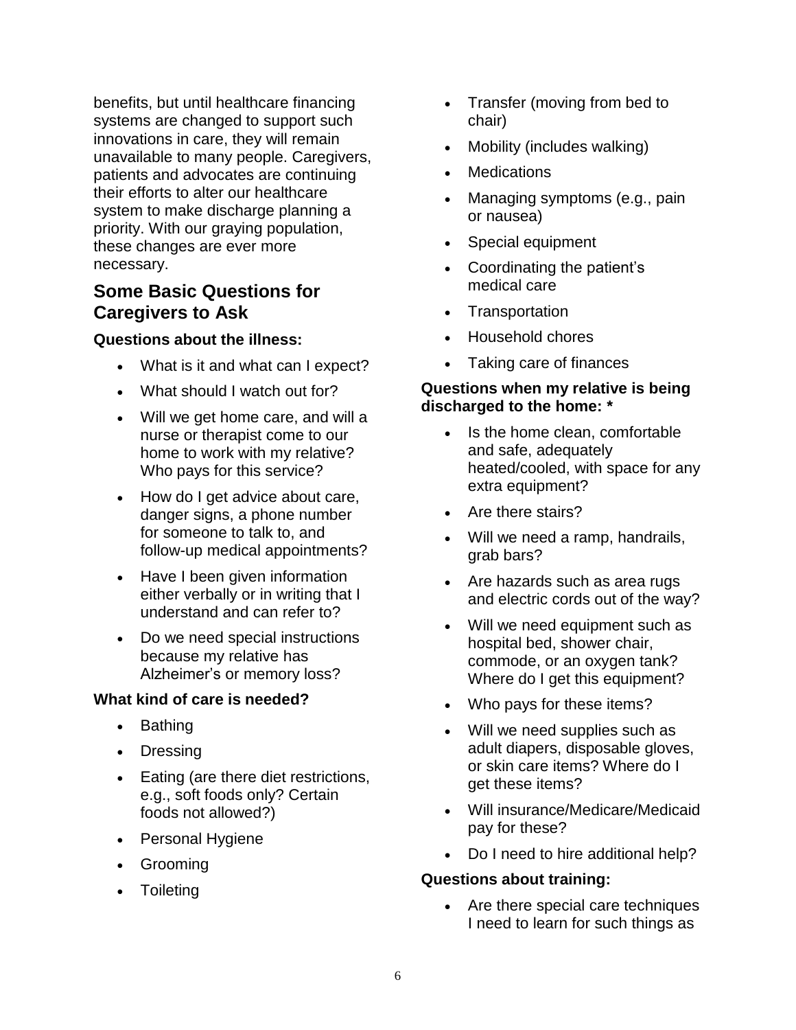benefits, but until healthcare financing systems are changed to support such innovations in care, they will remain unavailable to many people. Caregivers, patients and advocates are continuing their efforts to alter our healthcare system to make discharge planning a priority. With our graying population, these changes are ever more necessary.

## Some Basic Questions for Caregivers to Ask

**Questions about the illness:**

- What is it and what can I expect?
- What should I watch out for?
- Will we get home care, and will a nurse or therapist come to our home to work with my relative? Who pays for this service?
- How do I get advice about care, danger signs, a phone number for someone to talk to, and follow-up medical appointments?
- Have I been given information either verbally or in writing that I understand and can refer to?
- Do we need special instructions because my relative has Alzheimer's or memory loss?

**What kind of care is needed?**

- Bathing
- Dressing
- Eating (are there diet restrictions, e.g., soft foods only? Certain foods not allowed?)
- Personal Hygiene
- Grooming
- Toileting
- Transfer (moving from bed to chair)
- Mobility (includes walking)
- Medications
- Managing symptoms (e.g., pain or nausea)
- Special equipment
- Coordinating the patient's medical care
- Transportation
- Household chores
- Taking care of finances

**Questions when my relative is being discharged to the home: ***

- Is the home clean, comfortable and safe, adequately heated/cooled, with space for any extra equipment?
- Are there stairs?
- Will we need a ramp, handrails, grab bars?
- Are hazards such as area rugs and electric cords out of the way?
- Will we need equipment such as hospital bed, shower chair, commode, or an oxygen tank? Where do I get this equipment?
- Who pays for these items?
- Will we need supplies such as adult diapers, disposable gloves, or skin care items? Where do I get these items?
- Will insurance/Medicare/Medicaid pay for these?
- Do I need to hire additional help?

**Questions about training:**

- Are there special care techniques I need to learn for such things as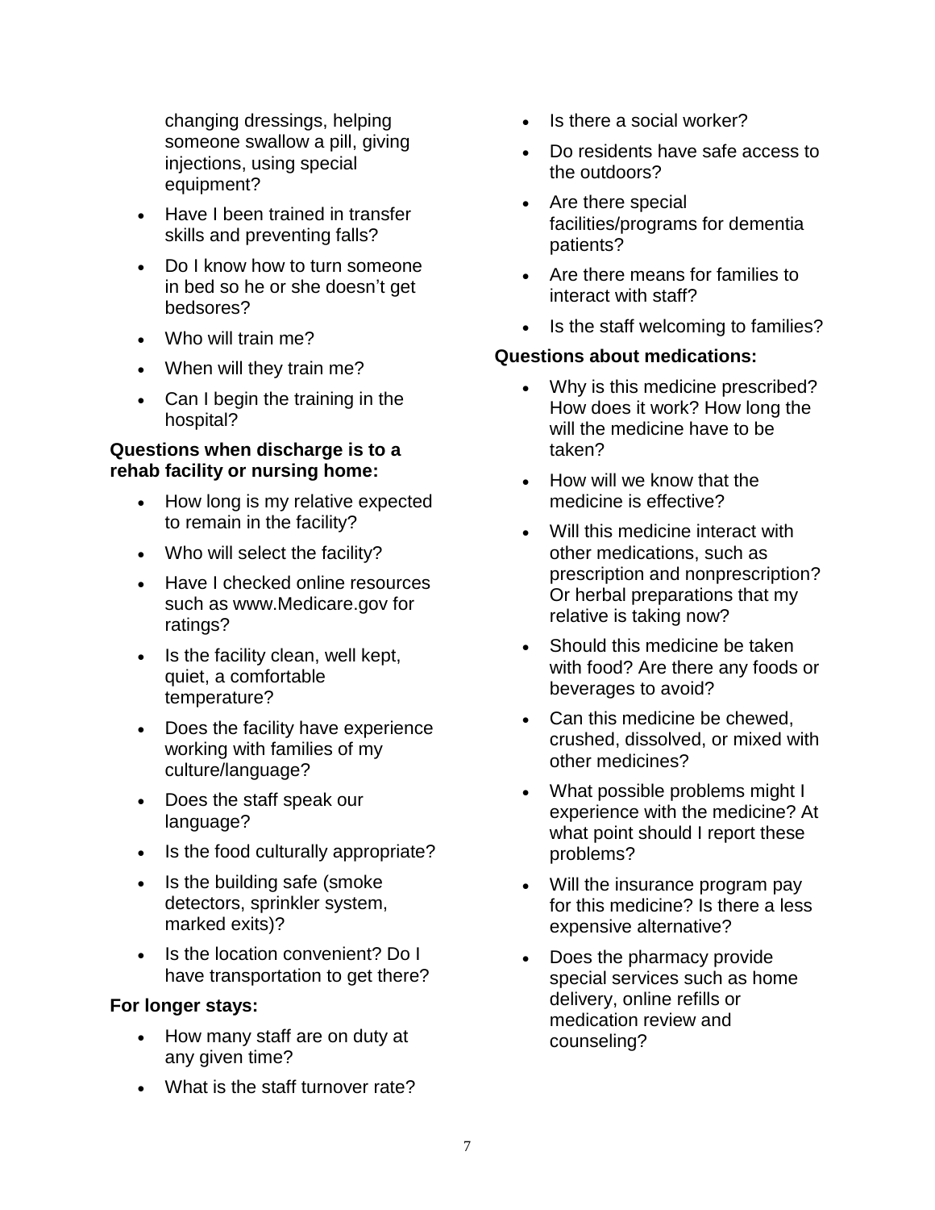changing dressings, helping someone swallow a pill, giving injections, using special equipment?

- Have I been trained in transfer skills and preventing falls?
- Do I know how to turn someone in bed so he or she doesn't get bedsores?
- Who will train me?
- When will they train me?
- Can I begin the training in the hospital?

**Questions when discharge is to a rehab facility or nursing home:**

- How long is my relative expected to remain in the facility?
- Who will select the facility?
- Have I checked online resources such as www.Medicare.gov for ratings?
- Is the facility clean, well kept, quiet, a comfortable temperature?
- Does the facility have experience working with families of my culture/language?
- Does the staff speak our language?
- Is the food culturally appropriate?
- Is the building safe (smoke detectors, sprinkler system, marked exits)?
- Is the location convenient? Do I have transportation to get there?

**For longer stays:**

- How many staff are on duty at any given time?
- What is the staff turnover rate?
- Is there a social worker?
- Do residents have safe access to the outdoors?
- Are there special facilities/programs for dementia patients?
- Are there means for families to interact with staff?
- Is the staff welcoming to families?

**Questions about medications:**

- Why is this medicine prescribed? How does it work? How long the will the medicine have to be taken?
- How will we know that the medicine is effective?
- Will this medicine interact with other medications, such as prescription and nonprescription? Or herbal preparations that my relative is taking now?
- Should this medicine be taken with food? Are there any foods or beverages to avoid?
- Can this medicine be chewed, crushed, dissolved, or mixed with other medicines?
- What possible problems might I experience with the medicine? At what point should I report these problems?
- Will the insurance program pay for this medicine? Is there a less expensive alternative?
- Does the pharmacy provide special services such as home delivery, online refills or medication review and counseling?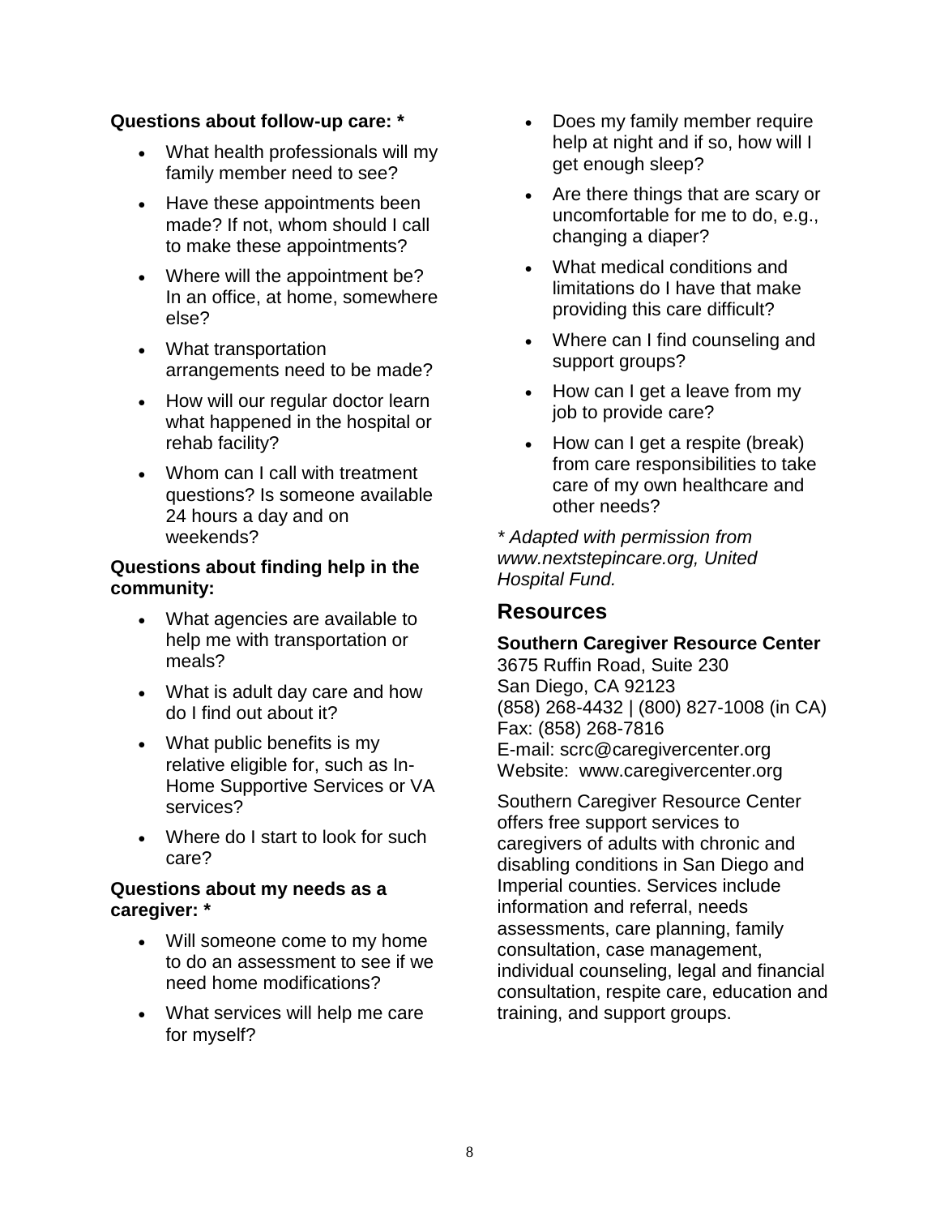**Questions about follow-up care: ***

- What health professionals will my family member need to see?
- Have these appointments been made? If not, whom should I call to make these appointments?
- Where will the appointment be? In an office, at home, somewhere else?
- What transportation arrangements need to be made?
- How will our regular doctor learn what happened in the hospital or rehab facility?
- Whom can I call with treatment questions? Is someone available 24 hours a day and on weekends?

**Questions about finding help in the community:**

- What agencies are available to help me with transportation or meals?
- What is adult day care and how do I find out about it?
- What public benefits is my relative eligible for, such as In-Home Supportive Services or VA services?
- Where do I start to look for such care?

**Questions about my needs as a caregiver: ***

- Will someone come to my home to do an assessment to see if we need home modifications?
- What services will help me care for myself?
- Does my family member require help at night and if so, how will I get enough sleep?
- Are there things that are scary or uncomfortable for me to do, e.g., changing a diaper?
- What medical conditions and limitations do I have that make providing this care difficult?
- Where can I find counseling and support groups?
- How can I get a leave from my job to provide care?
- How can I get a respite (break) from care responsibilities to take care of my own healthcare and other needs?

*\* Adapted with permission from www.nextstepincare.org, United Hospital Fund.*

## Resources

**Southern Caregiver Resource Center**
3675 Ruffin Road, Suite 230
San Diego, CA 92123
(858) 268-4432 | (800) 827-1008 (in CA)
Fax: (858) 268-7816
E-mail: scrc@caregivercenter.org
Website: www.caregivercenter.org

Southern Caregiver Resource Center offers free support services to caregivers of adults with chronic and disabling conditions in San Diego and Imperial counties. Services include information and referral, needs assessments, care planning, family consultation, case management, individual counseling, legal and financial consultation, respite care, education and training, and support groups.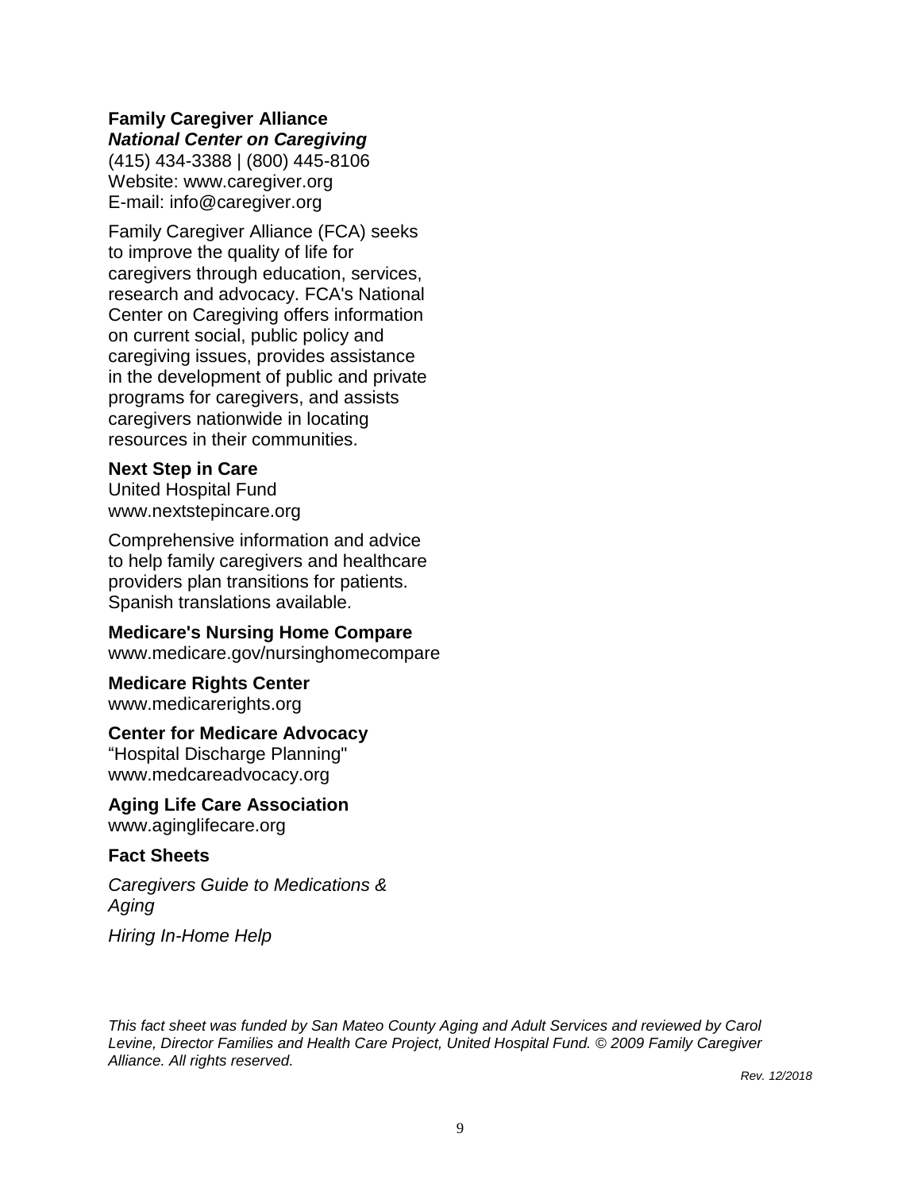**Family Caregiver Alliance**
***National Center on Caregiving***
(415) 434-3388 | (800) 445-8106
Website: www.caregiver.org
E-mail: info@caregiver.org

Family Caregiver Alliance (FCA) seeks to improve the quality of life for caregivers through education, services, research and advocacy. FCA's National Center on Caregiving offers information on current social, public policy and caregiving issues, provides assistance in the development of public and private programs for caregivers, and assists caregivers nationwide in locating resources in their communities.

**Next Step in Care**
United Hospital Fund
www.nextstepincare.org

Comprehensive information and advice to help family caregivers and healthcare providers plan transitions for patients. Spanish translations available.

**Medicare's Nursing Home Compare**
www.medicare.gov/nursinghomecompare

**Medicare Rights Center**
www.medicarerights.org

**Center for Medicare Advocacy**
"Hospital Discharge Planning"
www.medcareadvocacy.org

**Aging Life Care Association**
www.aginglifecare.org

**Fact Sheets**

*Caregivers Guide to Medications & Aging*

*Hiring In-Home Help*

*This fact sheet was funded by San Mateo County Aging and Adult Services and reviewed by Carol Levine, Director Families and Health Care Project, United Hospital Fund. © 2009 Family Caregiver Alliance. All rights reserved.*

*Rev. 12/2018*